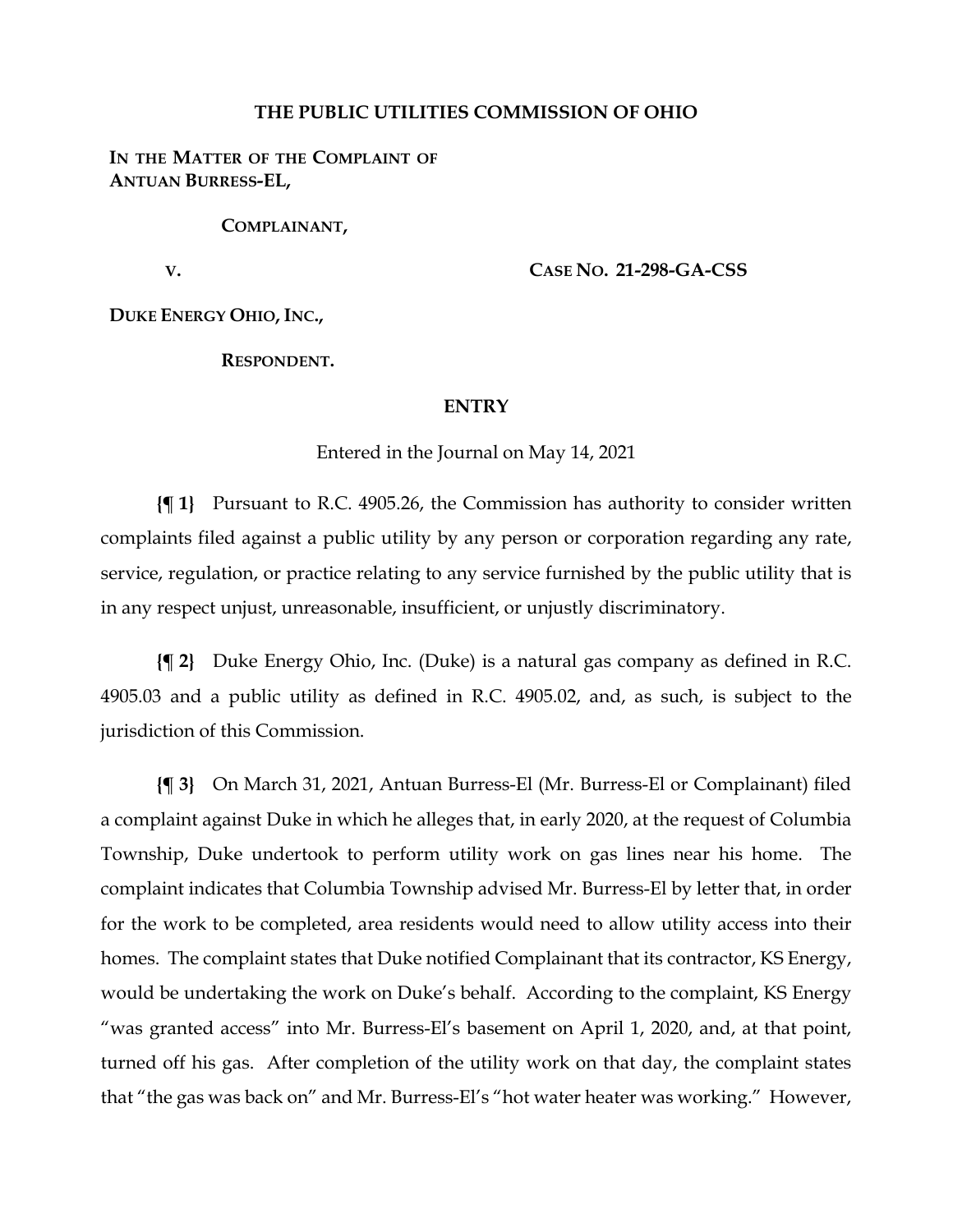# THE PUBLIC UTILITIES COMMISSION OF OHIO

**IN THE MATTER OF THE COMPLAINT OF ANTUAN BURRESS-EL,**

**COMPLAINANT,**

**V.**

**CASE NO. 21-298-GA-CSS**

**DUKE ENERGY OHIO, INC.,**

**RESPONDENT.**

## ENTRY

Entered in the Journal on May 14, 2021

**{¶ 1}** Pursuant to R.C. 4905.26, the Commission has authority to consider written complaints filed against a public utility by any person or corporation regarding any rate, service, regulation, or practice relating to any service furnished by the public utility that is in any respect unjust, unreasonable, insufficient, or unjustly discriminatory.

**{¶ 2}** Duke Energy Ohio, Inc. (Duke) is a natural gas company as defined in R.C. 4905.03 and a public utility as defined in R.C. 4905.02, and, as such, is subject to the jurisdiction of this Commission.

**{¶ 3}** On March 31, 2021, Antuan Burress-El (Mr. Burress-El or Complainant) filed a complaint against Duke in which he alleges that, in early 2020, at the request of Columbia Township, Duke undertook to perform utility work on gas lines near his home. The complaint indicates that Columbia Township advised Mr. Burress-El by letter that, in order for the work to be completed, area residents would need to allow utility access into their homes. The complaint states that Duke notified Complainant that its contractor, KS Energy, would be undertaking the work on Duke's behalf. According to the complaint, KS Energy "was granted access" into Mr. Burress-El's basement on April 1, 2020, and, at that point, turned off his gas. After completion of the utility work on that day, the complaint states that "the gas was back on" and Mr. Burress-El's "hot water heater was working." However,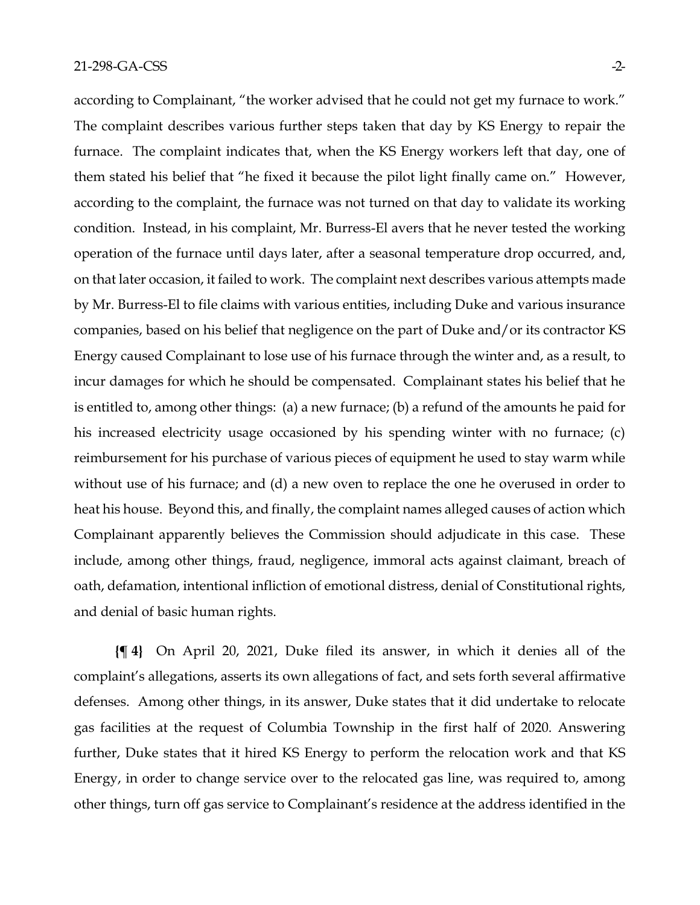according to Complainant, "the worker advised that he could not get my furnace to work." The complaint describes various further steps taken that day by KS Energy to repair the furnace. The complaint indicates that, when the KS Energy workers left that day, one of them stated his belief that "he fixed it because the pilot light finally came on." However, according to the complaint, the furnace was not turned on that day to validate its working condition. Instead, in his complaint, Mr. Burress-El avers that he never tested the working operation of the furnace until days later, after a seasonal temperature drop occurred, and, on that later occasion, it failed to work. The complaint next describes various attempts made by Mr. Burress-El to file claims with various entities, including Duke and various insurance companies, based on his belief that negligence on the part of Duke and/or its contractor KS Energy caused Complainant to lose use of his furnace through the winter and, as a result, to incur damages for which he should be compensated. Complainant states his belief that he is entitled to, among other things: (a) a new furnace; (b) a refund of the amounts he paid for his increased electricity usage occasioned by his spending winter with no furnace; (c) reimbursement for his purchase of various pieces of equipment he used to stay warm while without use of his furnace; and (d) a new oven to replace the one he overused in order to heat his house. Beyond this, and finally, the complaint names alleged causes of action which Complainant apparently believes the Commission should adjudicate in this case. These include, among other things, fraud, negligence, immoral acts against claimant, breach of oath, defamation, intentional infliction of emotional distress, denial of Constitutional rights, and denial of basic human rights.

**{¶ 4}** On April 20, 2021, Duke filed its answer, in which it denies all of the complaint's allegations, asserts its own allegations of fact, and sets forth several affirmative defenses. Among other things, in its answer, Duke states that it did undertake to relocate gas facilities at the request of Columbia Township in the first half of 2020. Answering further, Duke states that it hired KS Energy to perform the relocation work and that KS Energy, in order to change service over to the relocated gas line, was required to, among other things, turn off gas service to Complainant's residence at the address identified in the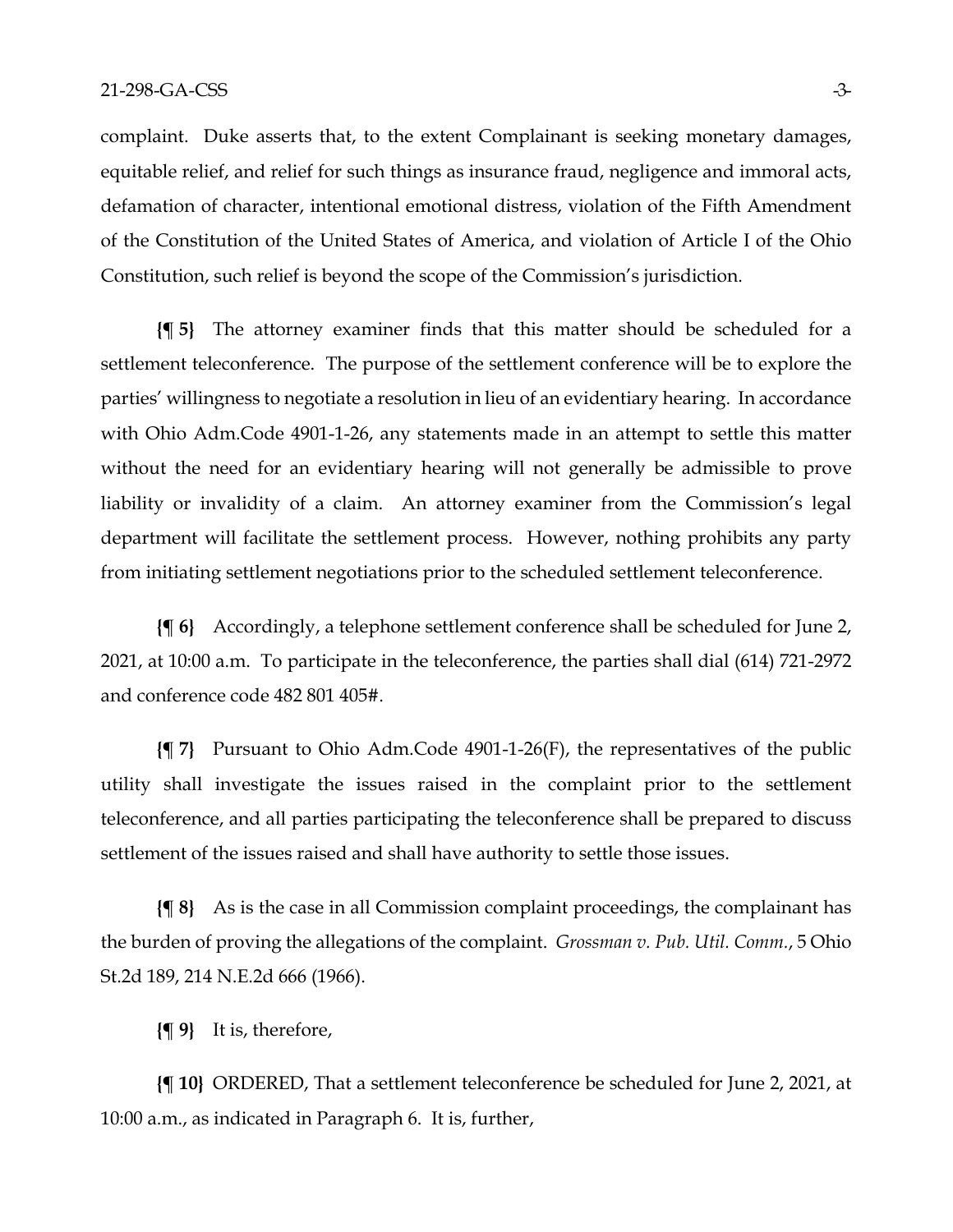complaint. Duke asserts that, to the extent Complainant is seeking monetary damages, equitable relief, and relief for such things as insurance fraud, negligence and immoral acts, defamation of character, intentional emotional distress, violation of the Fifth Amendment of the Constitution of the United States of America, and violation of Article I of the Ohio Constitution, such relief is beyond the scope of the Commission's jurisdiction.

**{¶ 5}** The attorney examiner finds that this matter should be scheduled for a settlement teleconference. The purpose of the settlement conference will be to explore the parties' willingness to negotiate a resolution in lieu of an evidentiary hearing. In accordance with Ohio Adm.Code 4901-1-26, any statements made in an attempt to settle this matter without the need for an evidentiary hearing will not generally be admissible to prove liability or invalidity of a claim. An attorney examiner from the Commission's legal department will facilitate the settlement process. However, nothing prohibits any party from initiating settlement negotiations prior to the scheduled settlement teleconference.

**{¶ 6}** Accordingly, a telephone settlement conference shall be scheduled for June 2, 2021, at 10:00 a.m. To participate in the teleconference, the parties shall dial (614) 721-2972 and conference code 482 801 405#.

**{¶ 7}** Pursuant to Ohio Adm.Code 4901-1-26(F), the representatives of the public utility shall investigate the issues raised in the complaint prior to the settlement teleconference, and all parties participating the teleconference shall be prepared to discuss settlement of the issues raised and shall have authority to settle those issues.

**{¶ 8}** As is the case in all Commission complaint proceedings, the complainant has the burden of proving the allegations of the complaint. *Grossman v. Pub. Util. Comm.*, 5 Ohio St.2d 189, 214 N.E.2d 666 (1966).

**{¶ 9}** It is, therefore,

**{¶ 10}** ORDERED, That a settlement teleconference be scheduled for June 2, 2021, at 10:00 a.m., as indicated in Paragraph 6. It is, further,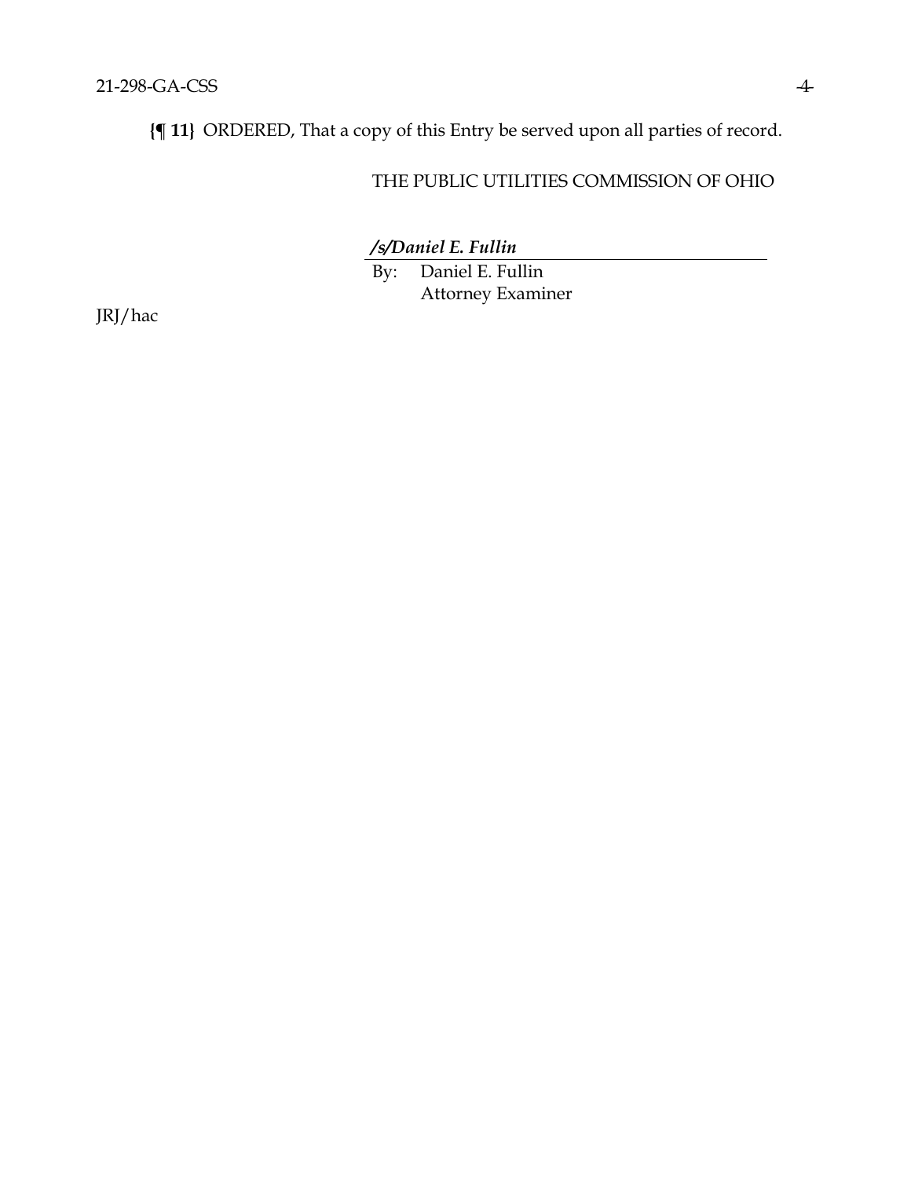**{¶ 11}** ORDERED, That a copy of this Entry be served upon all parties of record.

THE PUBLIC UTILITIES COMMISSION OF OHIO

***/s/Daniel E. Fullin***

By: Daniel E. Fullin
Attorney Examiner

JRJ/hac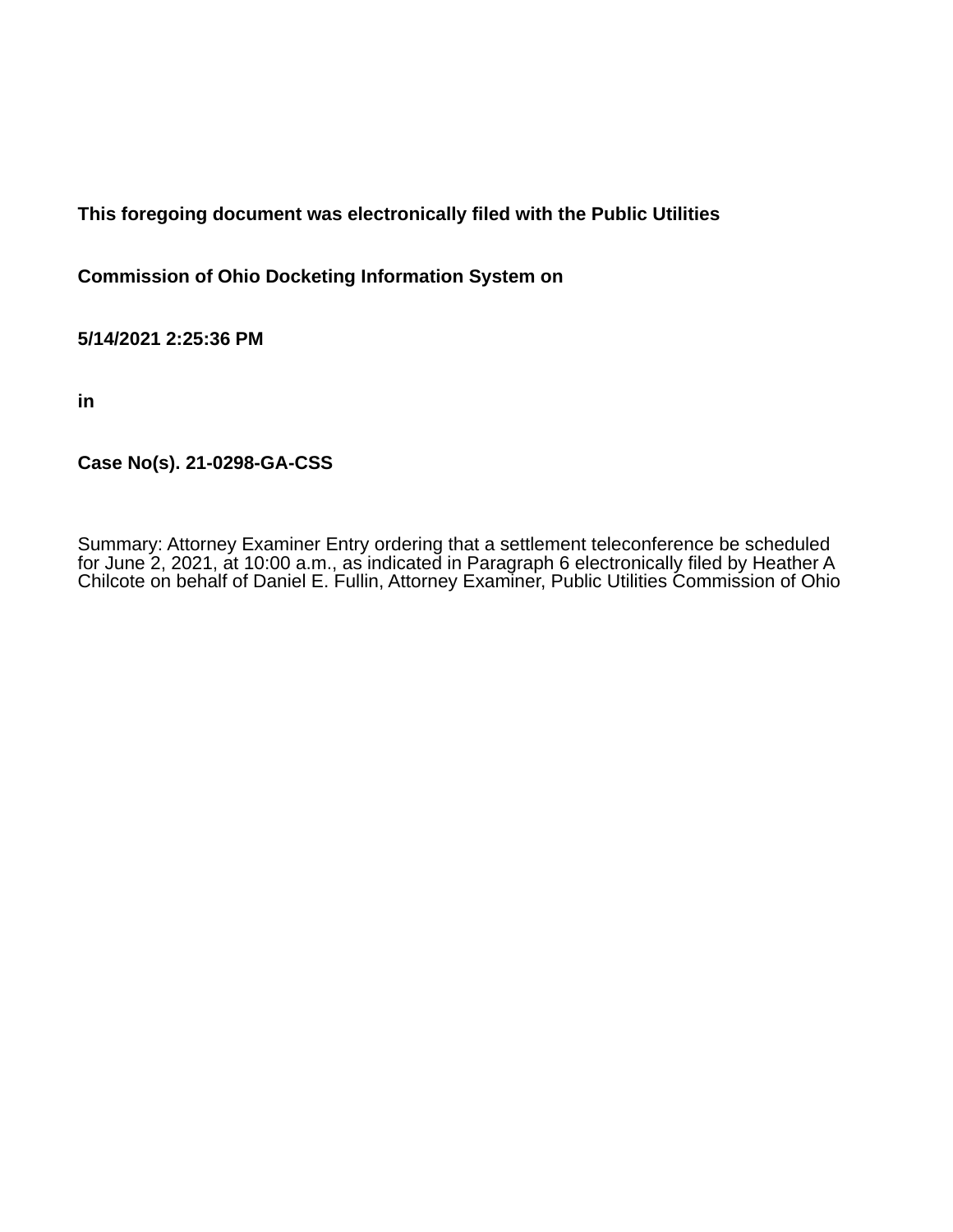**This foregoing document was electronically filed with the Public Utilities**

**Commission of Ohio Docketing Information System on**

**5/14/2021 2:25:36 PM**

**in**

**Case No(s). 21-0298-GA-CSS**

Summary: Attorney Examiner Entry ordering that a settlement teleconference be scheduled for June 2, 2021, at 10:00 a.m., as indicated in Paragraph 6 electronically filed by Heather A Chilcote on behalf of Daniel E. Fullin, Attorney Examiner, Public Utilities Commission of Ohio